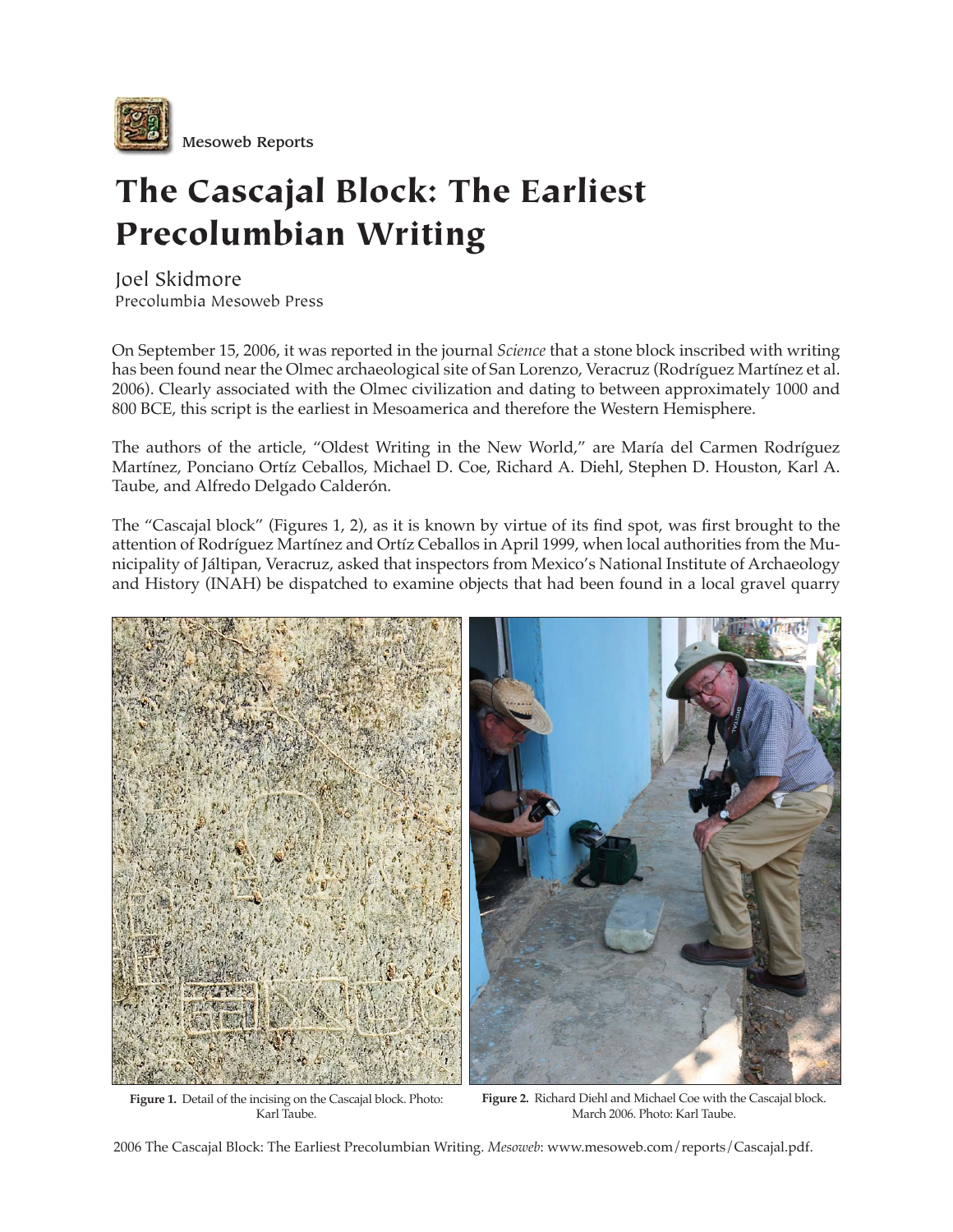Mesoweb Reports

# The Cascajal Block: The Earliest Precolumbian Writing

Joel Skidmore
Precolumbia Mesoweb Press

On September 15, 2006, it was reported in the journal *Science* that a stone block inscribed with writing has been found near the Olmec archaeological site of San Lorenzo, Veracruz (Rodríguez Martínez et al. 2006). Clearly associated with the Olmec civilization and dating to between approximately 1000 and 800 BCE, this script is the earliest in Mesoamerica and therefore the Western Hemisphere.

The authors of the article, "Oldest Writing in the New World," are María del Carmen Rodríguez Martínez, Ponciano Ortíz Ceballos, Michael D. Coe, Richard A. Diehl, Stephen D. Houston, Karl A. Taube, and Alfredo Delgado Calderón.

The "Cascajal block" (Figures 1, 2), as it is known by virtue of its find spot, was first brought to the attention of Rodríguez Martínez and Ortíz Ceballos in April 1999, when local authorities from the Municipality of Jáltipan, Veracruz, asked that inspectors from Mexico's National Institute of Archaeology and History (INAH) be dispatched to examine objects that had been found in a local gravel quarry

**Figure 1.** Detail of the incising on the Cascajal block. Photo: Karl Taube.

**Figure 2.** Richard Diehl and Michael Coe with the Cascajal block. March 2006. Photo: Karl Taube.

2006 The Cascajal Block: The Earliest Precolumbian Writing. *Mesoweb*: www.mesoweb.com/reports/Cascajal.pdf.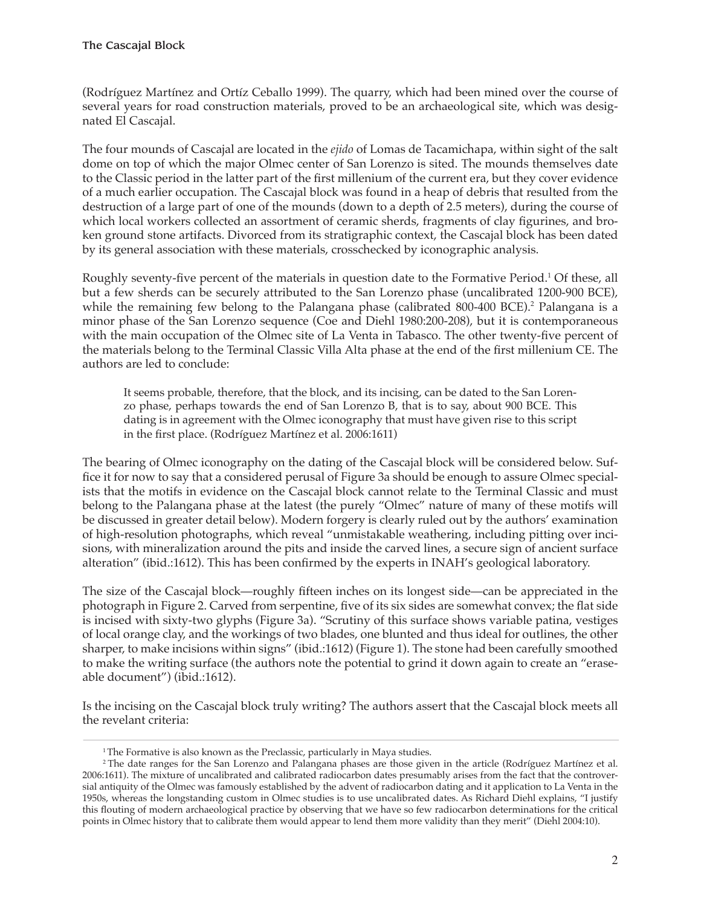(Rodríguez Martínez and Ortíz Ceballo 1999). The quarry, which had been mined over the course of several years for road construction materials, proved to be an archaeological site, which was designated El Cascajal.

The four mounds of Cascajal are located in the *ejido* of Lomas de Tacamichapa, within sight of the salt dome on top of which the major Olmec center of San Lorenzo is sited. The mounds themselves date to the Classic period in the latter part of the first millenium of the current era, but they cover evidence of a much earlier occupation. The Cascajal block was found in a heap of debris that resulted from the destruction of a large part of one of the mounds (down to a depth of 2.5 meters), during the course of which local workers collected an assortment of ceramic sherds, fragments of clay figurines, and broken ground stone artifacts. Divorced from its stratigraphic context, the Cascajal block has been dated by its general association with these materials, crosschecked by iconographic analysis.

Roughly seventy-five percent of the materials in question date to the Formative Period.[1] Of these, all but a few sherds can be securely attributed to the San Lorenzo phase (uncalibrated 1200-900 BCE), while the remaining few belong to the Palangana phase (calibrated 800-400 BCE).[2] Palangana is a minor phase of the San Lorenzo sequence (Coe and Diehl 1980:200-208), but it is contemporaneous with the main occupation of the Olmec site of La Venta in Tabasco. The other twenty-five percent of the materials belong to the Terminal Classic Villa Alta phase at the end of the first millenium CE. The authors are led to conclude:

> It seems probable, therefore, that the block, and its incising, can be dated to the San Lorenzo phase, perhaps towards the end of San Lorenzo B, that is to say, about 900 BCE. This dating is in agreement with the Olmec iconography that must have given rise to this script in the first place. (Rodríguez Martínez et al. 2006:1611)

The bearing of Olmec iconography on the dating of the Cascajal block will be considered below. Suffice it for now to say that a considered perusal of Figure 3a should be enough to assure Olmec specialists that the motifs in evidence on the Cascajal block cannot relate to the Terminal Classic and must belong to the Palangana phase at the latest (the purely "Olmec" nature of many of these motifs will be discussed in greater detail below). Modern forgery is clearly ruled out by the authors' examination of high-resolution photographs, which reveal "unmistakable weathering, including pitting over incisions, with mineralization around the pits and inside the carved lines, a secure sign of ancient surface alteration" (ibid.:1612). This has been confirmed by the experts in INAH's geological laboratory.

The size of the Cascajal block—roughly fifteen inches on its longest side—can be appreciated in the photograph in Figure 2. Carved from serpentine, five of its six sides are somewhat convex; the flat side is incised with sixty-two glyphs (Figure 3a). "Scrutiny of this surface shows variable patina, vestiges of local orange clay, and the workings of two blades, one blunted and thus ideal for outlines, the other sharper, to make incisions within signs" (ibid.:1612) (Figure 1). The stone had been carefully smoothed to make the writing surface (the authors note the potential to grind it down again to create an "eraseable document") (ibid.:1612).

Is the incising on the Cascajal block truly writing? The authors assert that the Cascajal block meets all the revelant criteria:

---

[1] The Formative is also known as the Preclassic, particularly in Maya studies.

[2] The date ranges for the San Lorenzo and Palangana phases are those given in the article (Rodríguez Martínez et al. 2006:1611). The mixture of uncalibrated and calibrated radiocarbon dates presumably arises from the fact that the controversial antiquity of the Olmec was famously established by the advent of radiocarbon dating and it application to La Venta in the 1950s, whereas the longstanding custom in Olmec studies is to use uncalibrated dates. As Richard Diehl explains, "I justify this flouting of modern archaeological practice by observing that we have so few radiocarbon determinations for the critical points in Olmec history that to calibrate them would appear to lend them more validity than they merit" (Diehl 2004:10).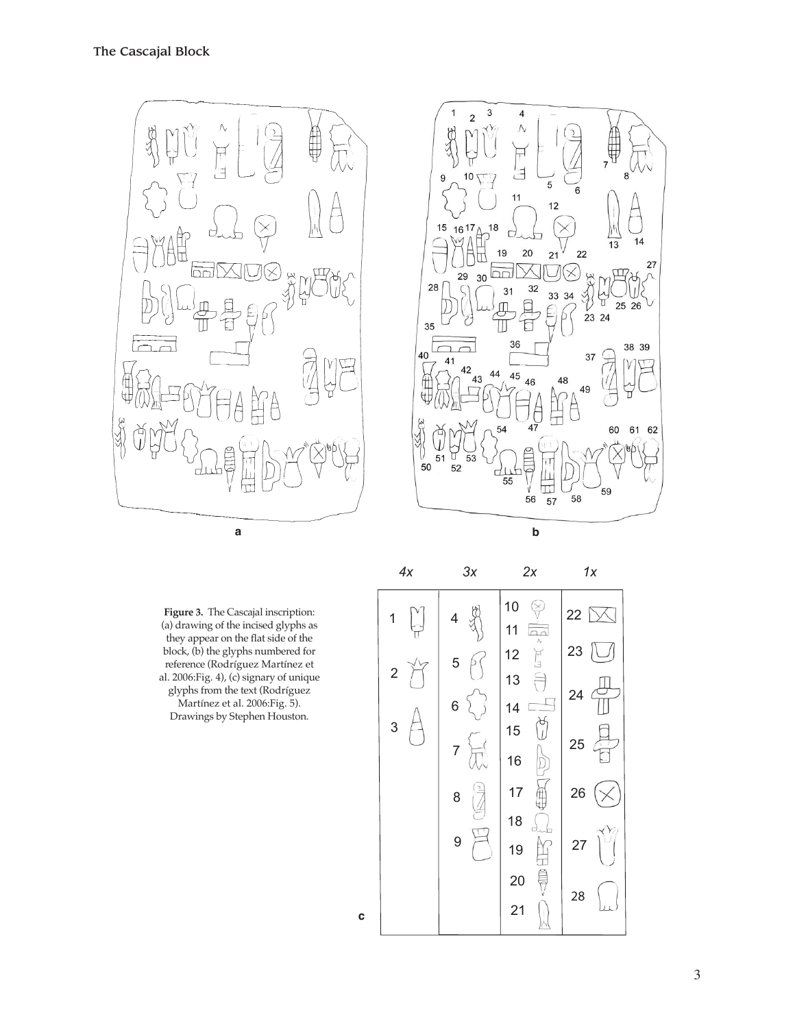**Figure 3.** The Cascajal inscription: (a) drawing of the incised glyphs as they appear on the flat side of the block, (b) the glyphs numbered for reference (Rodríguez Martínez et al. 2006:Fig. 4), (c) signary of unique glyphs from the text (Rodríguez Martínez et al. 2006:Fig. 5). Drawings by Stephen Houston.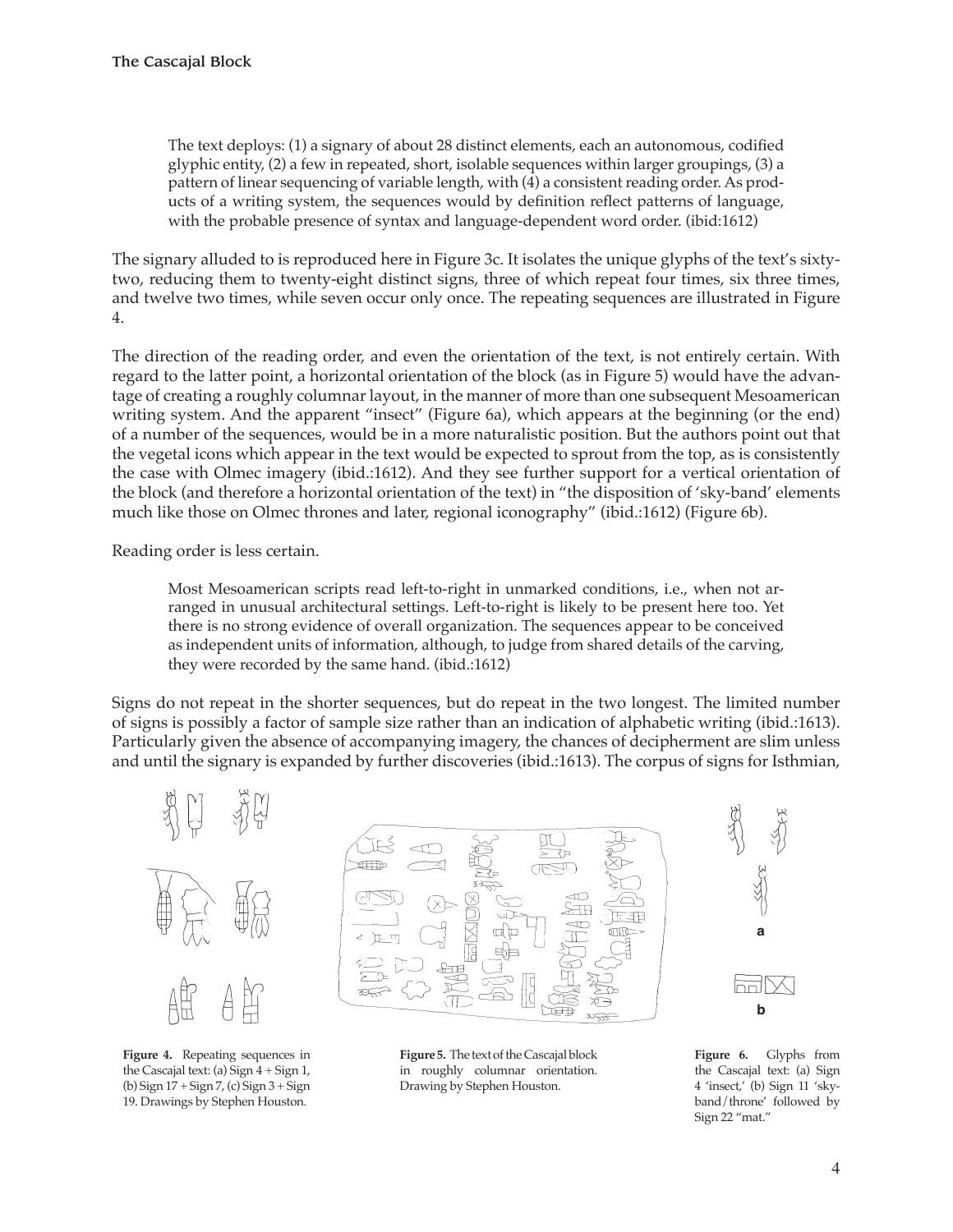> The text deploys: (1) a signary of about 28 distinct elements, each an autonomous, codified glyphic entity, (2) a few in repeated, short, isolable sequences within larger groupings, (3) a pattern of linear sequencing of variable length, with (4) a consistent reading order. As products of a writing system, the sequences would by definition reflect patterns of language, with the probable presence of syntax and language-dependent word order. (ibid:1612)

The signary alluded to is reproduced here in Figure 3c. It isolates the unique glyphs of the text's sixty-two, reducing them to twenty-eight distinct signs, three of which repeat four times, six three times, and twelve two times, while seven occur only once. The repeating sequences are illustrated in Figure 4.

The direction of the reading order, and even the orientation of the text, is not entirely certain. With regard to the latter point, a horizontal orientation of the block (as in Figure 5) would have the advantage of creating a roughly columnar layout, in the manner of more than one subsequent Mesoamerican writing system. And the apparent "insect" (Figure 6a), which appears at the beginning (or the end) of a number of the sequences, would be in a more naturalistic position. But the authors point out that the vegetal icons which appear in the text would be expected to sprout from the top, as is consistently the case with Olmec imagery (ibid.:1612). And they see further support for a vertical orientation of the block (and therefore a horizontal orientation of the text) in "the disposition of 'sky-band' elements much like those on Olmec thrones and later, regional iconography" (ibid.:1612) (Figure 6b).

Reading order is less certain.

> Most Mesoamerican scripts read left-to-right in unmarked conditions, i.e., when not arranged in unusual architectural settings. Left-to-right is likely to be present here too. Yet there is no strong evidence of overall organization. The sequences appear to be conceived as independent units of information, although, to judge from shared details of the carving, they were recorded by the same hand. (ibid.:1612)

Signs do not repeat in the shorter sequences, but do repeat in the two longest. The limited number of signs is possibly a factor of sample size rather than an indication of alphabetic writing (ibid.:1613). Particularly given the absence of accompanying imagery, the chances of decipherment are slim unless and until the signary is expanded by further discoveries (ibid.:1613). The corpus of signs for Isthmian,

**Figure 4.** Repeating sequences in the Cascajal text: (a) Sign 4 + Sign 1, (b) Sign 17 + Sign 7, (c) Sign 3 + Sign 19. Drawings by Stephen Houston.

**Figure 5.** The text of the Cascajal block in roughly columnar orientation. Drawing by Stephen Houston.

**Figure 6.** Glyphs from the Cascajal text: (a) Sign 4 'insect,' (b) Sign 11 'sky-band/throne' followed by Sign 22 "mat."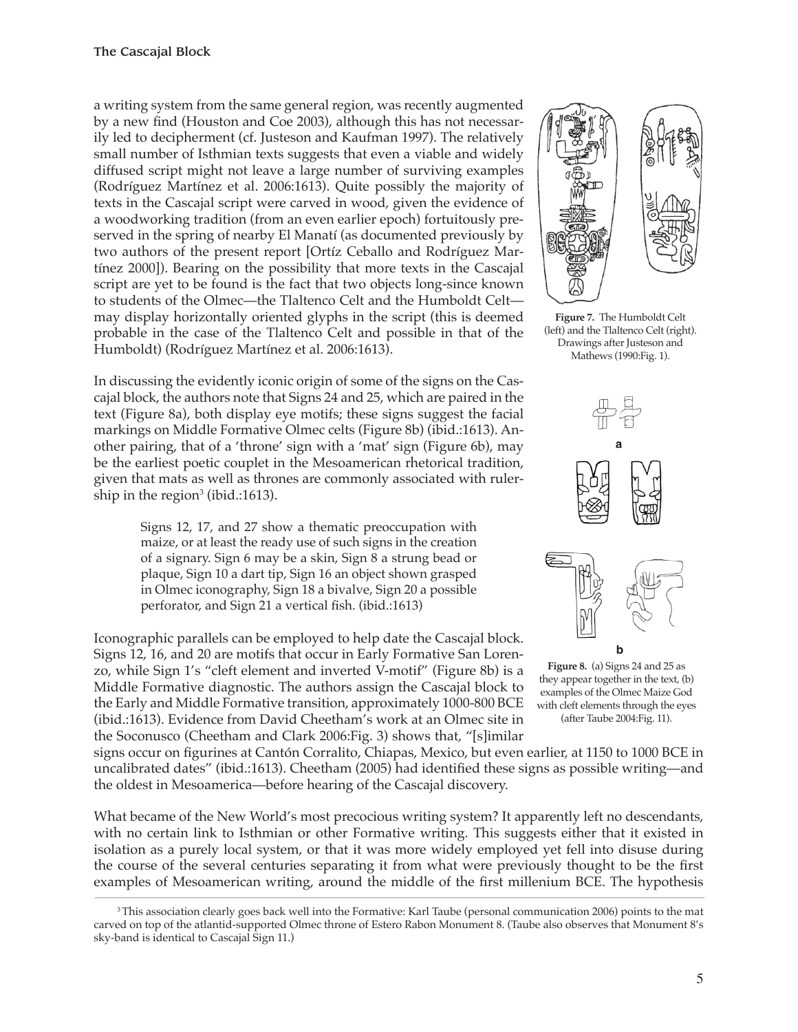a writing system from the same general region, was recently augmented by a new find (Houston and Coe 2003), although this has not necessarily led to decipherment (cf. Justeson and Kaufman 1997). The relatively small number of Isthmian texts suggests that even a viable and widely diffused script might not leave a large number of surviving examples (Rodríguez Martínez et al. 2006:1613). Quite possibly the majority of texts in the Cascajal script were carved in wood, given the evidence of a woodworking tradition (from an even earlier epoch) fortuitously preserved in the spring of nearby El Manatí (as documented previously by two authors of the present report [Ortíz Ceballo and Rodríguez Martínez 2000]). Bearing on the possibility that more texts in the Cascajal script are yet to be found is the fact that two objects long-since known to students of the Olmec—the Tlaltenco Celt and the Humboldt Celt—may display horizontally oriented glyphs in the script (this is deemed probable in the case of the Tlaltenco Celt and possible in that of the Humboldt) (Rodríguez Martínez et al. 2006:1613).

**Figure 7.** The Humboldt Celt (left) and the Tlaltenco Celt (right). Drawings after Justeson and Mathews (1990:Fig. 1).

In discussing the evidently iconic origin of some of the signs on the Cascajal block, the authors note that Signs 24 and 25, which are paired in the text (Figure 8a), both display eye motifs; these signs suggest the facial markings on Middle Formative Olmec celts (Figure 8b) (ibid.:1613). Another pairing, that of a 'throne' sign with a 'mat' sign (Figure 6b), may be the earliest poetic couplet in the Mesoamerican rhetorical tradition, given that mats as well as thrones are commonly associated with rulership in the region[3] (ibid.:1613).

> Signs 12, 17, and 27 show a thematic preoccupation with maize, or at least the ready use of such signs in the creation of a signary. Sign 6 may be a skin, Sign 8 a strung bead or plaque, Sign 10 a dart tip, Sign 16 an object shown grasped in Olmec iconography, Sign 18 a bivalve, Sign 20 a possible perforator, and Sign 21 a vertical fish. (ibid.:1613)

**Figure 8.** (a) Signs 24 and 25 as they appear together in the text, (b) examples of the Olmec Maize God with cleft elements through the eyes (after Taube 2004:Fig. 11).

Iconographic parallels can be employed to help date the Cascajal block. Signs 12, 16, and 20 are motifs that occur in Early Formative San Lorenzo, while Sign 1's "cleft element and inverted V-motif" (Figure 8b) is a Middle Formative diagnostic. The authors assign the Cascajal block to the Early and Middle Formative transition, approximately 1000-800 BCE (ibid.:1613). Evidence from David Cheetham's work at an Olmec site in the Soconusco (Cheetham and Clark 2006:Fig. 3) shows that, "[s]imilar signs occur on figurines at Cantón Corralito, Chiapas, Mexico, but even earlier, at 1150 to 1000 BCE in uncalibrated dates" (ibid.:1613). Cheetham (2005) had identified these signs as possible writing—and the oldest in Mesoamerica—before hearing of the Cascajal discovery.

What became of the New World's most precocious writing system? It apparently left no descendants, with no certain link to Isthmian or other Formative writing. This suggests either that it existed in isolation as a purely local system, or that it was more widely employed yet fell into disuse during the course of the several centuries separating it from what were previously thought to be the first examples of Mesoamerican writing, around the middle of the first millenium BCE. The hypothesis

[3] This association clearly goes back well into the Formative: Karl Taube (personal communication 2006) points to the mat carved on top of the atlantid-supported Olmec throne of Estero Rabon Monument 8. (Taube also observes that Monument 8's sky-band is identical to Cascajal Sign 11.)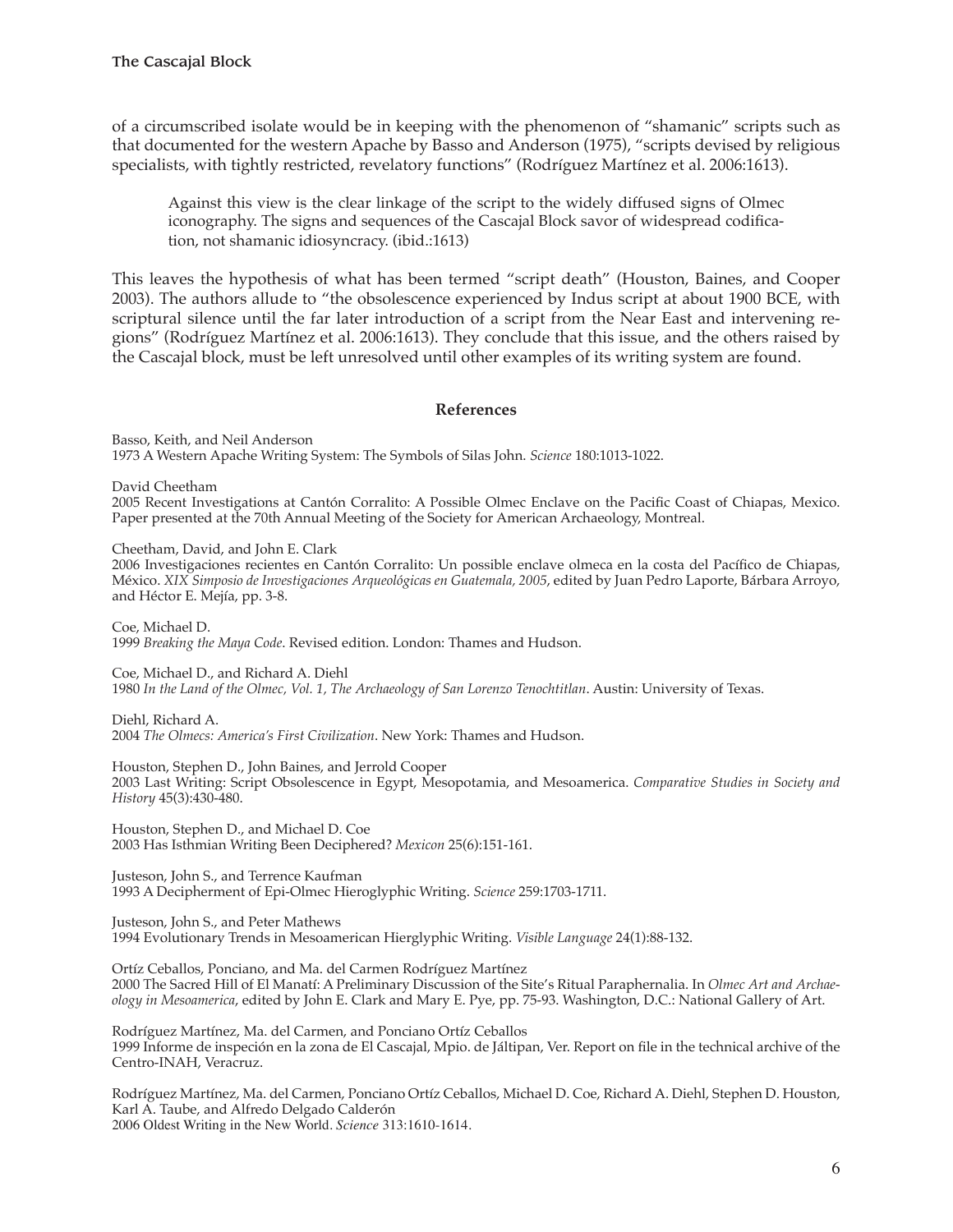of a circumscribed isolate would be in keeping with the phenomenon of "shamanic" scripts such as that documented for the western Apache by Basso and Anderson (1975), "scripts devised by religious specialists, with tightly restricted, revelatory functions" (Rodríguez Martínez et al. 2006:1613).

> Against this view is the clear linkage of the script to the widely diffused signs of Olmec iconography. The signs and sequences of the Cascajal Block savor of widespread codification, not shamanic idiosyncracy. (ibid.:1613)

This leaves the hypothesis of what has been termed "script death" (Houston, Baines, and Cooper 2003). The authors allude to "the obsolescence experienced by Indus script at about 1900 BCE, with scriptural silence until the far later introduction of a script from the Near East and intervening regions" (Rodríguez Martínez et al. 2006:1613). They conclude that this issue, and the others raised by the Cascajal block, must be left unresolved until other examples of its writing system are found.

## References

Basso, Keith, and Neil Anderson
1973 A Western Apache Writing System: The Symbols of Silas John. *Science* 180:1013-1022.

David Cheetham
2005 Recent Investigations at Cantón Corralito: A Possible Olmec Enclave on the Pacific Coast of Chiapas, Mexico. Paper presented at the 70th Annual Meeting of the Society for American Archaeology, Montreal.

Cheetham, David, and John E. Clark
2006 Investigaciones recientes en Cantón Corralito: Un possible enclave olmeca en la costa del Pacífico de Chiapas, México. *XIX Simposio de Investigaciones Arqueológicas en Guatemala, 2005*, edited by Juan Pedro Laporte, Bárbara Arroyo, and Héctor E. Mejía, pp. 3-8.

Coe, Michael D.
1999 *Breaking the Maya Code*. Revised edition. London: Thames and Hudson.

Coe, Michael D., and Richard A. Diehl
1980 *In the Land of the Olmec, Vol. 1, The Archaeology of San Lorenzo Tenochtitlan*. Austin: University of Texas.

Diehl, Richard A.
2004 *The Olmecs: America's First Civilization*. New York: Thames and Hudson.

Houston, Stephen D., John Baines, and Jerrold Cooper
2003 Last Writing: Script Obsolescence in Egypt, Mesopotamia, and Mesoamerica. *Comparative Studies in Society and History* 45(3):430-480.

Houston, Stephen D., and Michael D. Coe
2003 Has Isthmian Writing Been Deciphered? *Mexicon* 25(6):151-161.

Justeson, John S., and Terrence Kaufman
1993 A Decipherment of Epi-Olmec Hieroglyphic Writing. *Science* 259:1703-1711.

Justeson, John S., and Peter Mathews
1994 Evolutionary Trends in Mesoamerican Hierglyphic Writing. *Visible Language* 24(1):88-132.

Ortíz Ceballos, Ponciano, and Ma. del Carmen Rodríguez Martínez
2000 The Sacred Hill of El Manatí: A Preliminary Discussion of the Site's Ritual Paraphernalia. In *Olmec Art and Archaeology in Mesoamerica*, edited by John E. Clark and Mary E. Pye, pp. 75-93. Washington, D.C.: National Gallery of Art.

Rodríguez Martínez, Ma. del Carmen, and Ponciano Ortíz Ceballos
1999 Informe de inspeción en la zona de El Cascajal, Mpio. de Jáltipan, Ver. Report on file in the technical archive of the Centro-INAH, Veracruz.

Rodríguez Martínez, Ma. del Carmen, Ponciano Ortíz Ceballos, Michael D. Coe, Richard A. Diehl, Stephen D. Houston, Karl A. Taube, and Alfredo Delgado Calderón
2006 Oldest Writing in the New World. *Science* 313:1610-1614.